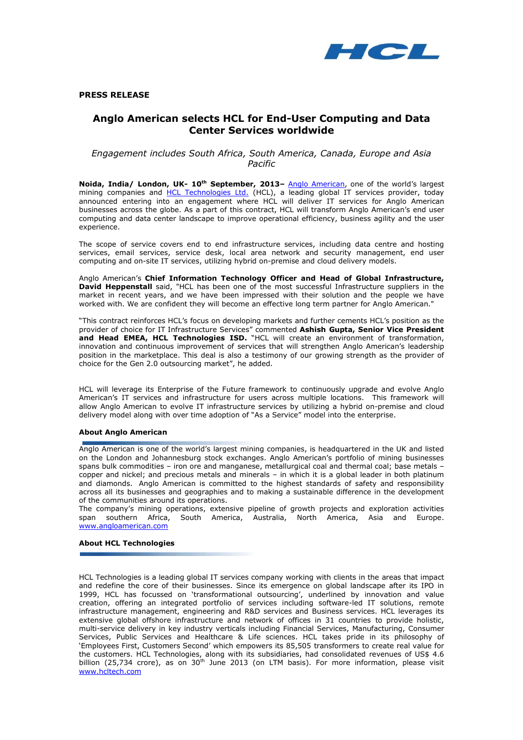**PRESS RELEASE**

# Anglo American selects HCL for End-User Computing and Data Center Services worldwide

*Engagement includes South Africa, South America, Canada, Europe and Asia Pacific*

**Noida, India/ London, UK- 10th September, 2013–** Anglo American, one of the world's largest mining companies and HCL Technologies Ltd. (HCL), a leading global IT services provider, today announced entering into an engagement where HCL will deliver IT services for Anglo American businesses across the globe. As a part of this contract, HCL will transform Anglo American's end user computing and data center landscape to improve operational efficiency, business agility and the user experience.

The scope of service covers end to end infrastructure services, including data centre and hosting services, email services, service desk, local area network and security management, end user computing and on-site IT services, utilizing hybrid on-premise and cloud delivery models.

Anglo American's **Chief Information Technology Officer and Head of Global Infrastructure, David Heppenstall** said, "HCL has been one of the most successful Infrastructure suppliers in the market in recent years, and we have been impressed with their solution and the people we have worked with. We are confident they will become an effective long term partner for Anglo American."

"This contract reinforces HCL's focus on developing markets and further cements HCL's position as the provider of choice for IT Infrastructure Services" commented **Ashish Gupta, Senior Vice President and Head EMEA, HCL Technologies ISD.** "HCL will create an environment of transformation, innovation and continuous improvement of services that will strengthen Anglo American's leadership position in the marketplace. This deal is also a testimony of our growing strength as the provider of choice for the Gen 2.0 outsourcing market", he added.

HCL will leverage its Enterprise of the Future framework to continuously upgrade and evolve Anglo American's IT services and infrastructure for users across multiple locations. This framework will allow Anglo American to evolve IT infrastructure services by utilizing a hybrid on-premise and cloud delivery model along with over time adoption of "As a Service" model into the enterprise.

## About Anglo American

Anglo American is one of the world's largest mining companies, is headquartered in the UK and listed on the London and Johannesburg stock exchanges. Anglo American's portfolio of mining businesses spans bulk commodities – iron ore and manganese, metallurgical coal and thermal coal; base metals – copper and nickel; and precious metals and minerals – in which it is a global leader in both platinum and diamonds. Anglo American is committed to the highest standards of safety and responsibility across all its businesses and geographies and to making a sustainable difference in the development of the communities around its operations.
The company's mining operations, extensive pipeline of growth projects and exploration activities span southern Africa, South America, Australia, North America, Asia and Europe. www.angloamerican.com

## About HCL Technologies

HCL Technologies is a leading global IT services company working with clients in the areas that impact and redefine the core of their businesses. Since its emergence on global landscape after its IPO in 1999, HCL has focussed on 'transformational outsourcing', underlined by innovation and value creation, offering an integrated portfolio of services including software-led IT solutions, remote infrastructure management, engineering and R&D services and Business services. HCL leverages its extensive global offshore infrastructure and network of offices in 31 countries to provide holistic, multi-service delivery in key industry verticals including Financial Services, Manufacturing, Consumer Services, Public Services and Healthcare & Life sciences. HCL takes pride in its philosophy of 'Employees First, Customers Second' which empowers its 85,505 transformers to create real value for the customers. HCL Technologies, along with its subsidiaries, had consolidated revenues of US$ 4.6 billion (25,734 crore), as on 30th June 2013 (on LTM basis). For more information, please visit www.hcltech.com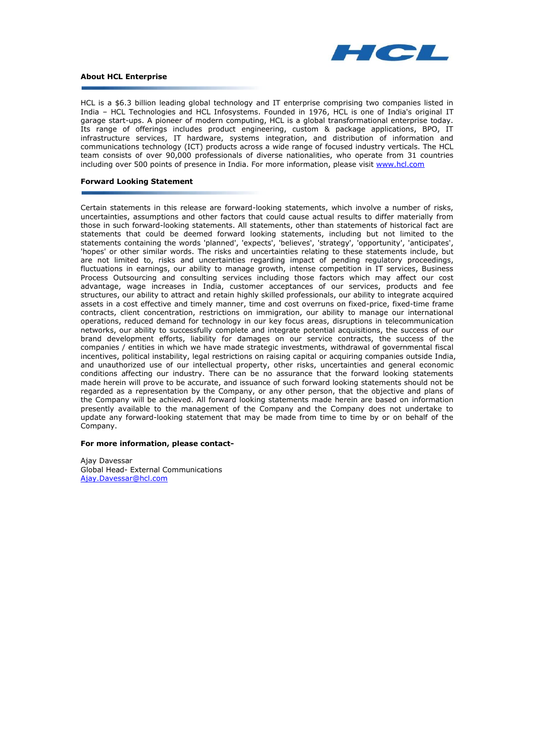**About HCL Enterprise**

HCL is a $6.3 billion leading global technology and IT enterprise comprising two companies listed in India – HCL Technologies and HCL Infosystems. Founded in 1976, HCL is one of India's original IT garage start-ups. A pioneer of modern computing, HCL is a global transformational enterprise today. Its range of offerings includes product engineering, custom & package applications, BPO, IT infrastructure services, IT hardware, systems integration, and distribution of information and communications technology (ICT) products across a wide range of focused industry verticals. The HCL team consists of over 90,000 professionals of diverse nationalities, who operate from 31 countries including over 500 points of presence in India. For more information, please visit www.hcl.com

**Forward Looking Statement**

Certain statements in this release are forward-looking statements, which involve a number of risks, uncertainties, assumptions and other factors that could cause actual results to differ materially from those in such forward-looking statements. All statements, other than statements of historical fact are statements that could be deemed forward looking statements, including but not limited to the statements containing the words 'planned', 'expects', 'believes', 'strategy', 'opportunity', 'anticipates', 'hopes' or other similar words. The risks and uncertainties relating to these statements include, but are not limited to, risks and uncertainties regarding impact of pending regulatory proceedings, fluctuations in earnings, our ability to manage growth, intense competition in IT services, Business Process Outsourcing and consulting services including those factors which may affect our cost advantage, wage increases in India, customer acceptances of our services, products and fee structures, our ability to attract and retain highly skilled professionals, our ability to integrate acquired assets in a cost effective and timely manner, time and cost overruns on fixed-price, fixed-time frame contracts, client concentration, restrictions on immigration, our ability to manage our international operations, reduced demand for technology in our key focus areas, disruptions in telecommunication networks, our ability to successfully complete and integrate potential acquisitions, the success of our brand development efforts, liability for damages on our service contracts, the success of the companies / entities in which we have made strategic investments, withdrawal of governmental fiscal incentives, political instability, legal restrictions on raising capital or acquiring companies outside India, and unauthorized use of our intellectual property, other risks, uncertainties and general economic conditions affecting our industry. There can be no assurance that the forward looking statements made herein will prove to be accurate, and issuance of such forward looking statements should not be regarded as a representation by the Company, or any other person, that the objective and plans of the Company will be achieved. All forward looking statements made herein are based on information presently available to the management of the Company and the Company does not undertake to update any forward-looking statement that may be made from time to time by or on behalf of the Company.

**For more information, please contact-**

Ajay Davessar
Global Head- External Communications
Ajay.Davessar@hcl.com